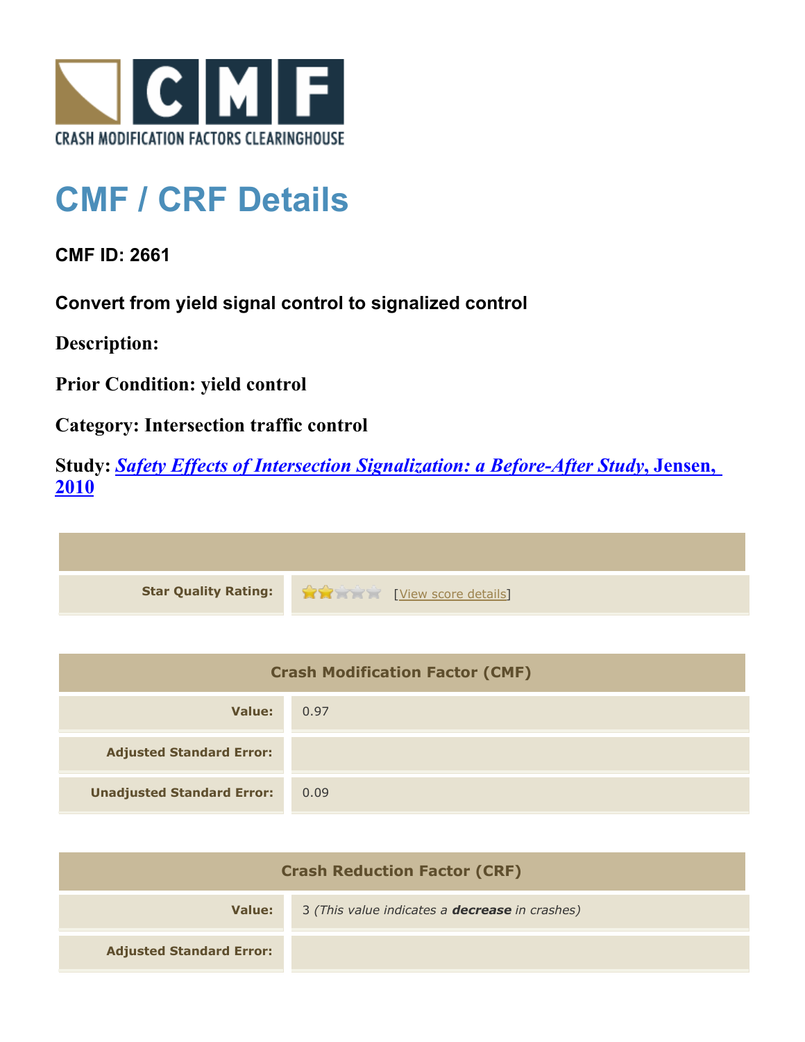CRASH MODIFICATION FACTORS CLEARINGHOUSE

# CMF / CRF Details

### CMF ID: 2661

### Convert from yield signal control to signalized control

**Description:**

**Prior Condition: yield control**

**Category: Intersection traffic control**

**Study:** ***Safety Effects of Intersection Signalization: a Before-After Study*, Jensen, 2010**

| | |
|---|---|
| **Star Quality Rating:** | 2 of 5 stars [View score details] |

| Crash Modification Factor (CMF) | |
|---|---|
| **Value:** | 0.97 |
| **Adjusted Standard Error:** | |
| **Unadjusted Standard Error:** | 0.09 |

| Crash Reduction Factor (CRF) | |
|---|---|
| **Value:** | 3 *(This value indicates a **decrease** in crashes)* |
| **Adjusted Standard Error:** | |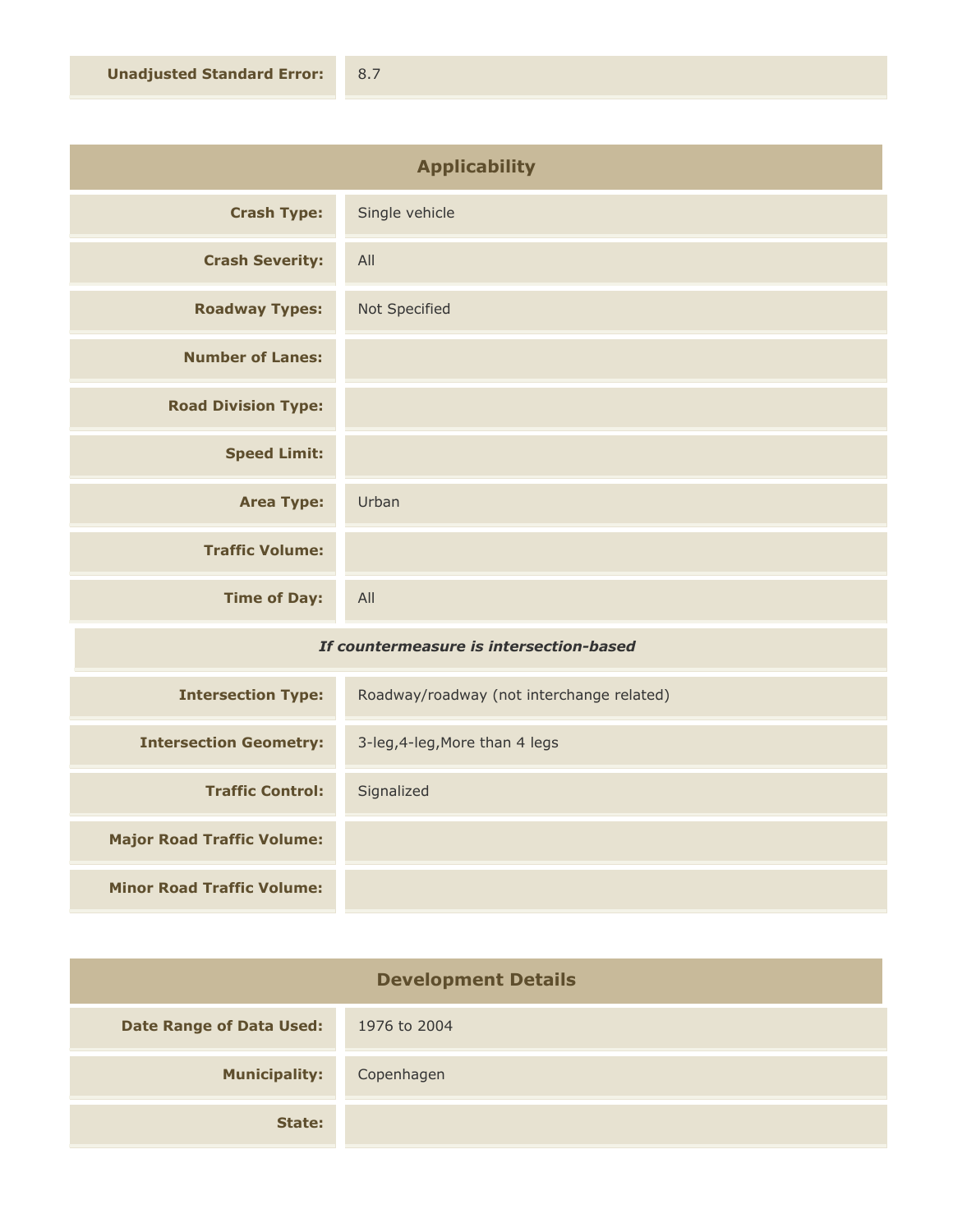| | |
|---|---|
| **Unadjusted Standard Error:** | 8.7 |

## Applicability

| | |
|---|---|
| **Crash Type:** | Single vehicle |
| **Crash Severity:** | All |
| **Roadway Types:** | Not Specified |
| **Number of Lanes:** | |
| **Road Division Type:** | |
| **Speed Limit:** | |
| **Area Type:** | Urban |
| **Traffic Volume:** | |
| **Time of Day:** | All |

***If countermeasure is intersection-based***

| | |
|---|---|
| **Intersection Type:** | Roadway/roadway (not interchange related) |
| **Intersection Geometry:** | 3-leg,4-leg,More than 4 legs |
| **Traffic Control:** | Signalized |
| **Major Road Traffic Volume:** | |
| **Minor Road Traffic Volume:** | |

## Development Details

| | |
|---|---|
| **Date Range of Data Used:** | 1976 to 2004 |
| **Municipality:** | Copenhagen |
| **State:** | |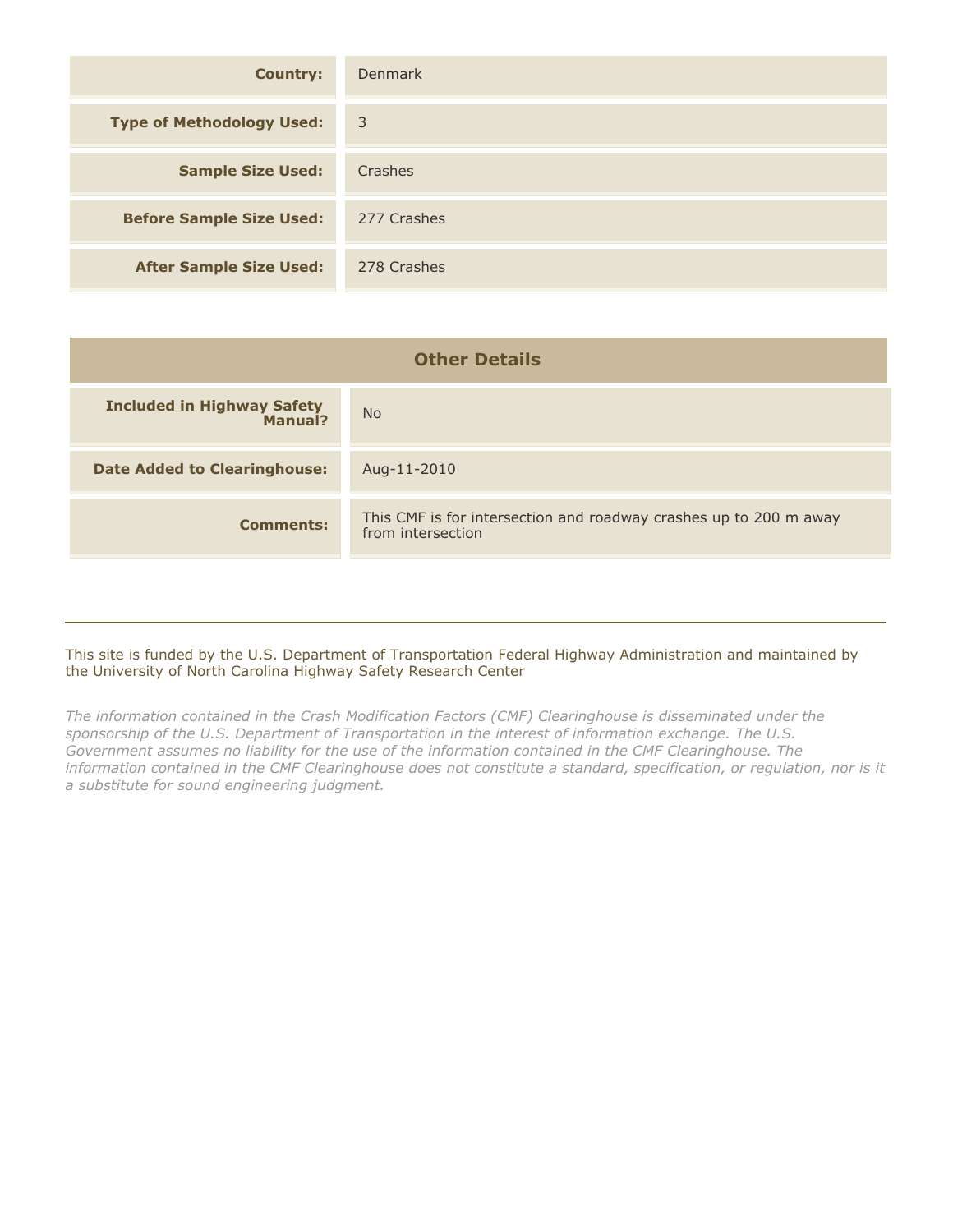| | |
|---|---|
| **Country:** | Denmark |
| **Type of Methodology Used:** | 3 |
| **Sample Size Used:** | Crashes |
| **Before Sample Size Used:** | 277 Crashes |
| **After Sample Size Used:** | 278 Crashes |

## Other Details

| | |
|---|---|
| **Included in Highway Safety Manual?** | No |
| **Date Added to Clearinghouse:** | Aug-11-2010 |
| **Comments:** | This CMF is for intersection and roadway crashes up to 200 m away from intersection |

---

This site is funded by the U.S. Department of Transportation Federal Highway Administration and maintained by the University of North Carolina Highway Safety Research Center

*The information contained in the Crash Modification Factors (CMF) Clearinghouse is disseminated under the sponsorship of the U.S. Department of Transportation in the interest of information exchange. The U.S. Government assumes no liability for the use of the information contained in the CMF Clearinghouse. The information contained in the CMF Clearinghouse does not constitute a standard, specification, or regulation, nor is it a substitute for sound engineering judgment.*